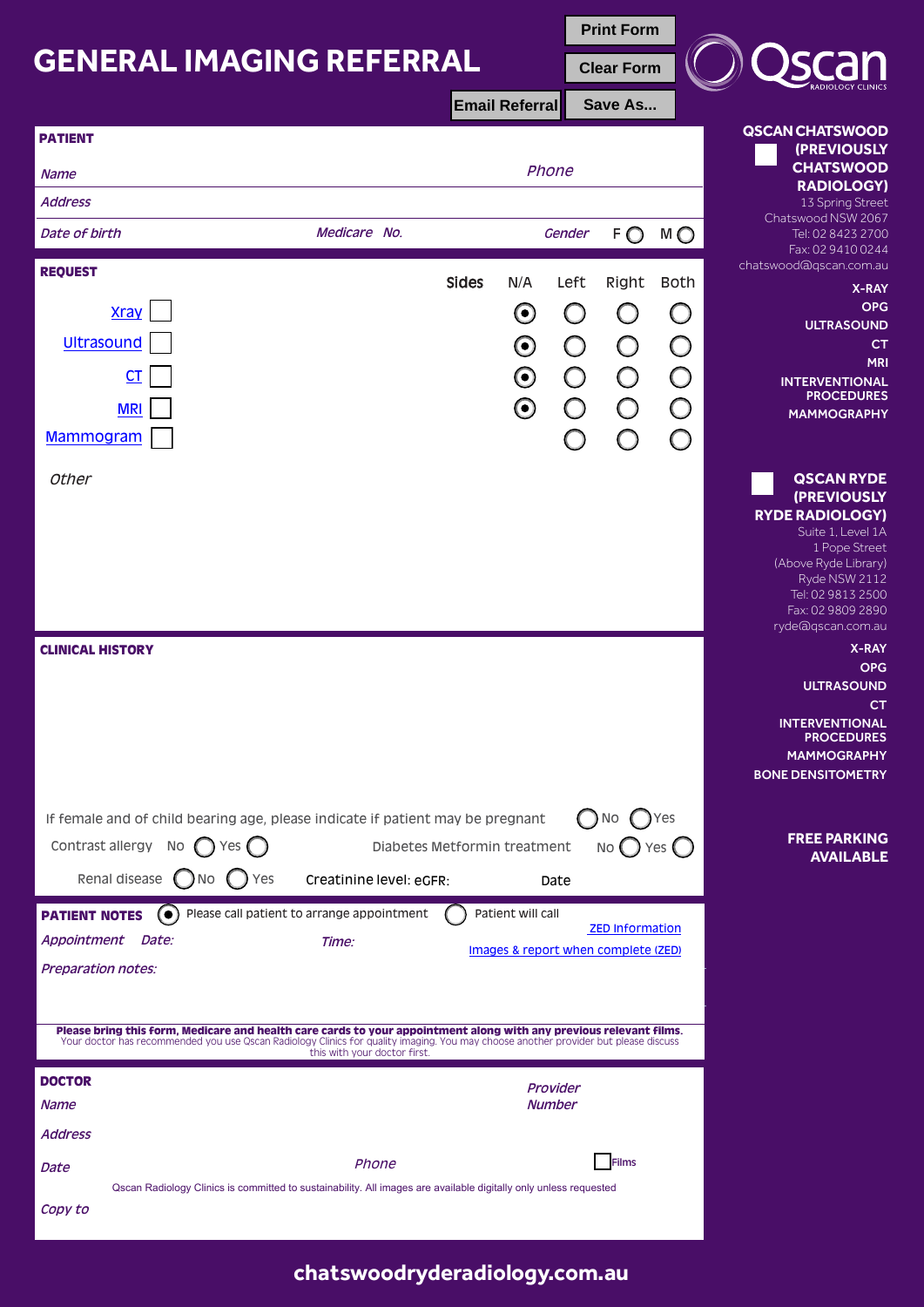# GENERAL IMAGING REFERRAL

Print Form | Clear Form | Email Referral | Save As...

Qscan RADIOLOGY CLINICS

## PATIENT

*Name* | *Phone*

*Address*

*Date of birth* | *Medicare No.* | *Gender* F ◯ M ◯

## REQUEST

| | Sides | N/A | Left | Right | Both |
|---|---|---|---|---|---|
| Xray ☐ | | ◉ | ◯ | ◯ | ◯ |
| Ultrasound ☐ | | ◉ | ◯ | ◯ | ◯ |
| CT ☐ | | ◉ | ◯ | ◯ | ◯ |
| MRI ☐ | | ◉ | ◯ | ◯ | ◯ |
| Mammogram ☐ | | | ◯ | ◯ | ◯ |

*Other*

## CLINICAL HISTORY

If female and of child bearing age, please indicate if patient may be pregnant ◯ No ◯ Yes

Contrast allergy No ◯ Yes ◯ | Diabetes Metformin treatment No ◯ Yes ◯

Renal disease ◯ No ◯ Yes | Creatinine level: eGFR: | Date

## PATIENT NOTES

◉ Please call patient to arrange appointment ◯ Patient will call

*Appointment Date:* | *Time:*

ZED Information

Images & report when complete (ZED)

*Preparation notes:*

**Please bring this form, Medicare and health care cards to your appointment along with any previous relevant films.**
Your doctor has recommended you use Qscan Radiology Clinics for quality imaging. You may choose another provider but please discuss this with your doctor first.

## DOCTOR

*Name* | *Provider Number*

*Address*

*Date* | *Phone* | ☐ Films

Qscan Radiology Clinics is committed to sustainability. All images are available digitally only unless requested

*Copy to*

---

### ☐ QSCAN CHATSWOOD (PREVIOUSLY CHATSWOOD RADIOLOGY)

13 Spring Street
Chatswood NSW 2067
Tel: 02 8423 2700
Fax: 02 9410 0244
chatswood@qscan.com.au

X-RAY
OPG
ULTRASOUND
CT
MRI
INTERVENTIONAL PROCEDURES
MAMMOGRAPHY

### ☐ QSCAN RYDE (PREVIOUSLY RYDE RADIOLOGY)

Suite 1, Level 1A
1 Pope Street
(Above Ryde Library)
Ryde NSW 2112
Tel: 02 9813 2500
Fax: 02 9809 2890
ryde@qscan.com.au

X-RAY
OPG
ULTRASOUND
CT
INTERVENTIONAL PROCEDURES
MAMMOGRAPHY
BONE DENSITOMETRY

**FREE PARKING AVAILABLE**

**chatswoodryderadiology.com.au**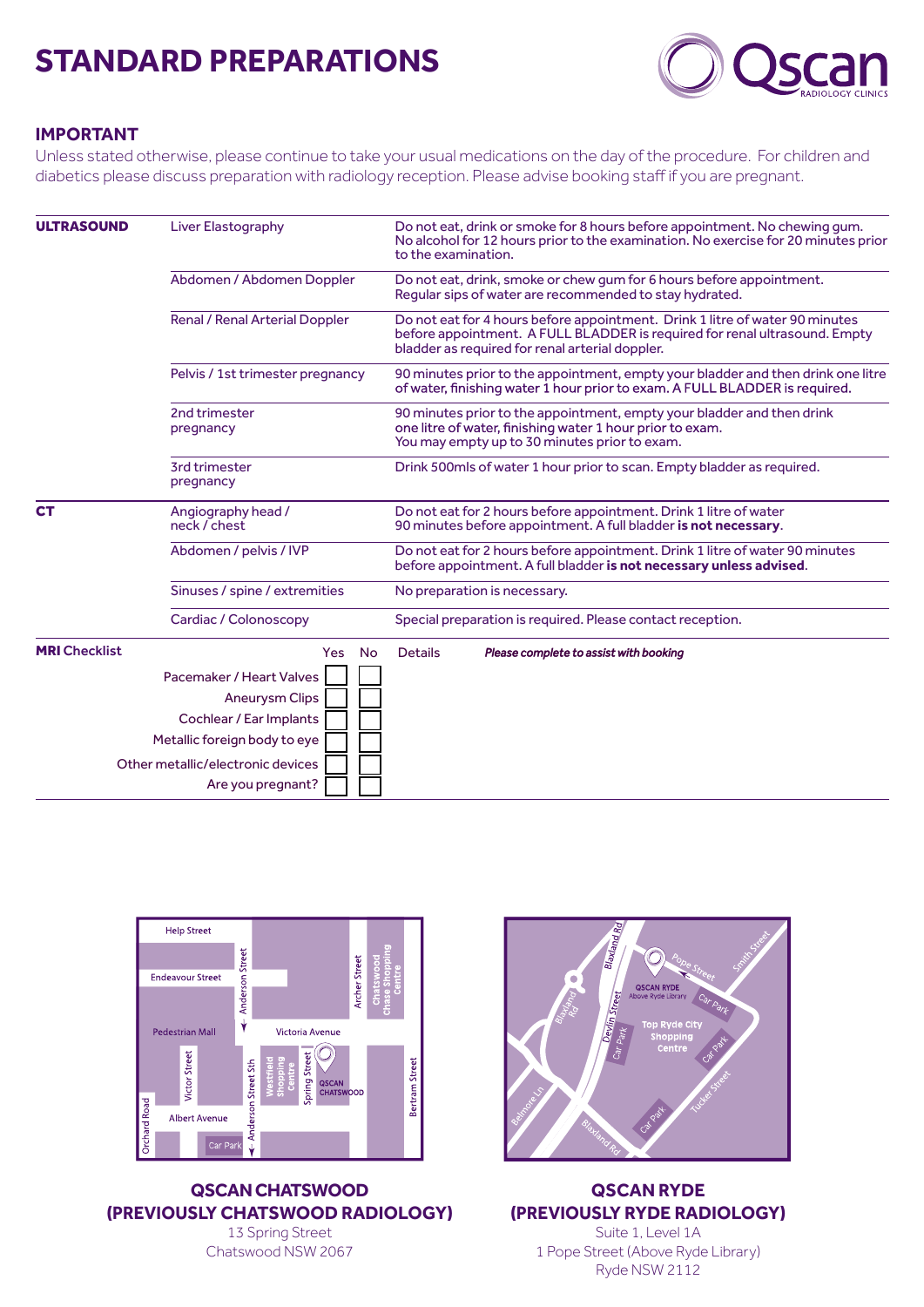# STANDARD PREPARATIONS

## IMPORTANT

Unless stated otherwise, please continue to take your usual medications on the day of the procedure. For children and diabetics please discuss preparation with radiology reception. Please advise booking staff if you are pregnant.

| | | |
|---|---|---|
| **ULTRASOUND** | Liver Elastography | Do not eat, drink or smoke for 8 hours before appointment. No chewing gum. No alcohol for 12 hours prior to the examination. No exercise for 20 minutes prior to the examination. |
| | Abdomen / Abdomen Doppler | Do not eat, drink, smoke or chew gum for 6 hours before appointment. Regular sips of water are recommended to stay hydrated. |
| | Renal / Renal Arterial Doppler | Do not eat for 4 hours before appointment. Drink 1 litre of water 90 minutes before appointment. A FULL BLADDER is required for renal ultrasound. Empty bladder as required for renal arterial doppler. |
| | Pelvis / 1st trimester pregnancy | 90 minutes prior to the appointment, empty your bladder and then drink one litre of water, finishing water 1 hour prior to exam. A FULL BLADDER is required. |
| | 2nd trimester pregnancy | 90 minutes prior to the appointment, empty your bladder and then drink one litre of water, finishing water 1 hour prior to exam. You may empty up to 30 minutes prior to exam. |
| | 3rd trimester pregnancy | Drink 500mls of water 1 hour prior to scan. Empty bladder as required. |
| **CT** | Angiography head / neck / chest | Do not eat for 2 hours before appointment. Drink 1 litre of water 90 minutes before appointment. A full bladder **is not necessary**. |
| | Abdomen / pelvis / IVP | Do not eat for 2 hours before appointment. Drink 1 litre of water 90 minutes before appointment. A full bladder **is not necessary unless advised**. |
| | Sinuses / spine / extremities | No preparation is necessary. |
| | Cardiac / Colonoscopy | Special preparation is required. Please contact reception. |

**MRI** Checklist

| | Yes | No | Details *Please complete to assist with booking* |
|---|---|---|---|
| Pacemaker / Heart Valves | ☐ | ☐ | |
| Aneurysm Clips | ☐ | ☐ | |
| Cochlear / Ear Implants | ☐ | ☐ | |
| Metallic foreign body to eye | ☐ | ☐ | |
| Other metallic/electronic devices | ☐ | ☐ | |
| Are you pregnant? | ☐ | ☐ | |

Help Street
Endeavour Street
Anderson Street
Archer Street
Chatswood Chase Shopping Centre
Pedestrian Mall
Victoria Avenue
Victor Street
Anderson Street Sth
Westfield Shopping Centre
Spring Street
QSCAN CHATSWOOD
Bertram Street
Orchard Road
Albert Avenue
Car Park

**QSCAN CHATSWOOD (PREVIOUSLY CHATSWOOD RADIOLOGY)**

13 Spring Street
Chatswood NSW 2067

Blaxland Rd
Pope Street
Smith Street
QSCAN RYDE Above Ryde Library
Car Park
Devlin Street
Top Ryde City Shopping Centre
Belmore Ln
Tucker Street

**QSCAN RYDE (PREVIOUSLY RYDE RADIOLOGY)**

Suite 1, Level 1A
1 Pope Street (Above Ryde Library)
Ryde NSW 2112